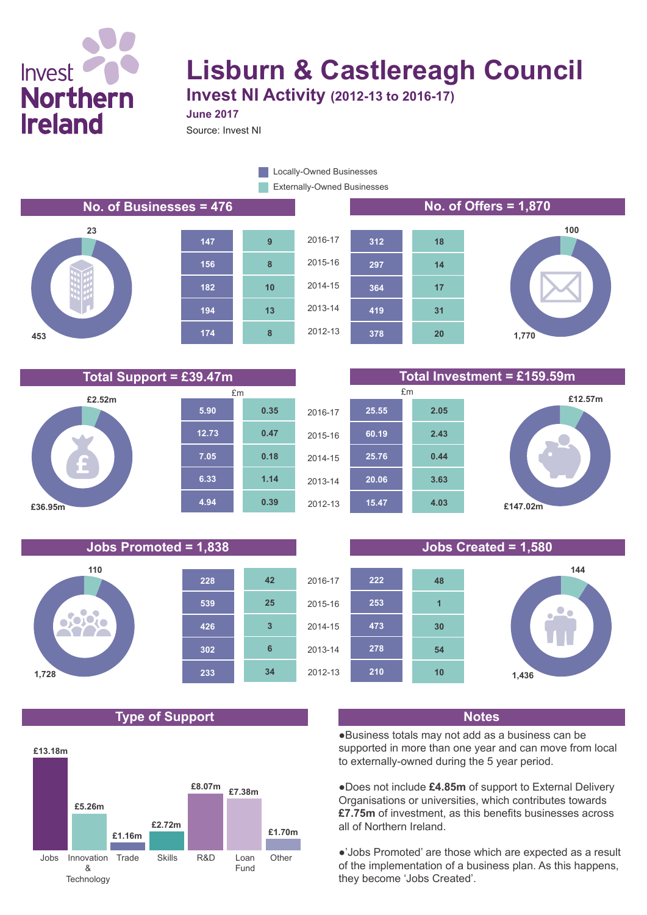Invest Northern Ireland

# Lisburn & Castlereagh Council

## Invest NI Activity (2012-13 to 2016-17)

**June 2017**

Source: Invest NI

Legend: Locally-Owned Businesses; Externally-Owned Businesses

### No. of Businesses = 476

Locally-Owned: 453; Externally-Owned: 23

| Year | Locally-Owned | Externally-Owned |
|---|---|---|
| 2016-17 | 147 | 9 |
| 2015-16 | 156 | 8 |
| 2014-15 | 182 | 10 |
| 2013-14 | 194 | 13 |
| 2012-13 | 174 | 8 |

### No. of Offers = 1,870

Locally-Owned: 1,770; Externally-Owned: 100

| Year | Locally-Owned | Externally-Owned |
|---|---|---|
| 2016-17 | 312 | 18 |
| 2015-16 | 297 | 14 |
| 2014-15 | 364 | 17 |
| 2013-14 | 419 | 31 |
| 2012-13 | 378 | 20 |

### Total Support = £39.47m

Locally-Owned: £36.95m; Externally-Owned: £2.52m

| Year | Locally-Owned (£m) | Externally-Owned (£m) |
|---|---|---|
| 2016-17 | 5.90 | 0.35 |
| 2015-16 | 12.73 | 0.47 |
| 2014-15 | 7.05 | 0.18 |
| 2013-14 | 6.33 | 1.14 |
| 2012-13 | 4.94 | 0.39 |

### Total Investment = £159.59m

Locally-Owned: £147.02m; Externally-Owned: £12.57m

| Year | Locally-Owned (£m) | Externally-Owned (£m) |
|---|---|---|
| 2016-17 | 25.55 | 2.05 |
| 2015-16 | 60.19 | 2.43 |
| 2014-15 | 25.76 | 0.44 |
| 2013-14 | 20.06 | 3.63 |
| 2012-13 | 15.47 | 4.03 |

### Jobs Promoted = 1,838

Locally-Owned: 1,728; Externally-Owned: 110

| Year | Locally-Owned | Externally-Owned |
|---|---|---|
| 2016-17 | 228 | 42 |
| 2015-16 | 539 | 25 |
| 2014-15 | 426 | 3 |
| 2013-14 | 302 | 6 |
| 2012-13 | 233 | 34 |

### Jobs Created = 1,580

Locally-Owned: 1,436; Externally-Owned: 144

| Year | Locally-Owned | Externally-Owned |
|---|---|---|
| 2016-17 | 222 | 48 |
| 2015-16 | 253 | 1 |
| 2014-15 | 473 | 30 |
| 2013-14 | 278 | 54 |
| 2012-13 | 210 | 10 |

### Type of Support

| Type | Amount |
|---|---|
| Jobs | £13.18m |
| Innovation & Technology | £5.26m |
| Trade | £1.16m |
| Skills | £2.72m |
| R&D | £8.07m |
| Loan Fund | £7.38m |
| Other | £1.70m |

### Notes

- Business totals may not add as a business can be supported in more than one year and can move from local to externally-owned during the 5 year period.
- Does not include **£4.85m** of support to External Delivery Organisations or universities, which contributes towards **£7.75m** of investment, as this benefits businesses across all of Northern Ireland.
- 'Jobs Promoted' are those which are expected as a result of the implementation of a business plan. As this happens, they become 'Jobs Created'.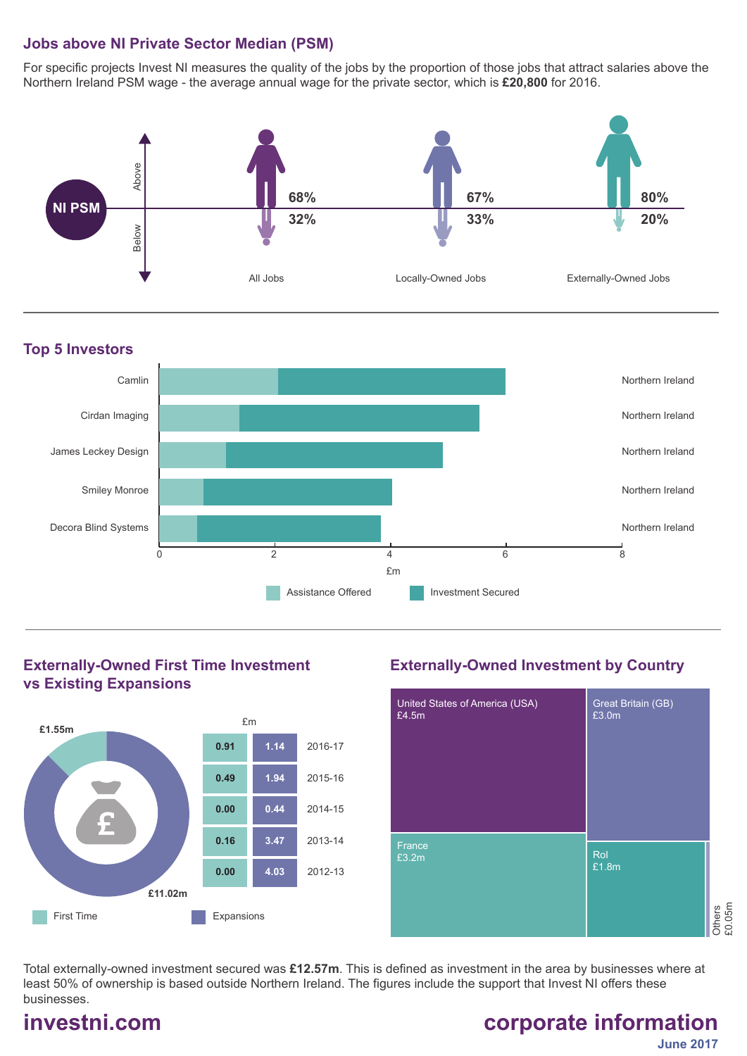## Jobs above NI Private Sector Median (PSM)

For specific projects Invest NI measures the quality of the jobs by the proportion of those jobs that attract salaries above the Northern Ireland PSM wage - the average annual wage for the private sector, which is **£20,800** for 2016.

NI PSM

Above

Below

68%
32%
All Jobs

67%
33%
Locally-Owned Jobs

80%
20%
Externally-Owned Jobs

## Top 5 Investors

Camlin — Northern Ireland
Cirdan Imaging — Northern Ireland
James Leckey Design — Northern Ireland
Smiley Monroe — Northern Ireland
Decora Blind Systems — Northern Ireland

0
2
4
6
8
£m

Assistance Offered
Investment Secured

## Externally-Owned First Time Investment vs Existing Expansions

£1.55m
£11.02m

First Time
Expansions

£m

| First Time | Expansions | |
|---|---|---|
| 0.91 | 1.14 | 2016-17 |
| 0.49 | 1.94 | 2015-16 |
| 0.00 | 0.44 | 2014-15 |
| 0.16 | 3.47 | 2013-14 |
| 0.00 | 4.03 | 2012-13 |

## Externally-Owned Investment by Country

United States of America (USA)
£4.5m

Great Britain (GB)
£3.0m

France
£3.2m

RoI
£1.8m

Others
£0.05m

Total externally-owned investment secured was **£12.57m**. This is defined as investment in the area by businesses where at least 50% of ownership is based outside Northern Ireland. The figures include the support that Invest NI offers these businesses.

**investni.com**

**corporate information**

**June 2017**